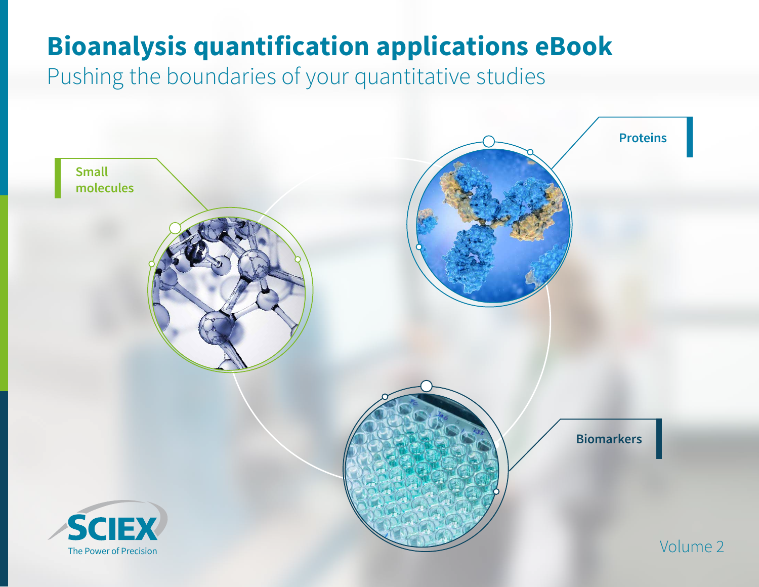# Bioanalysis quantification applications eBook

Pushing the boundaries of your quantitative studies

Small molecules

Proteins

Biomarkers

SCIEX

The Power of Precision

Volume 2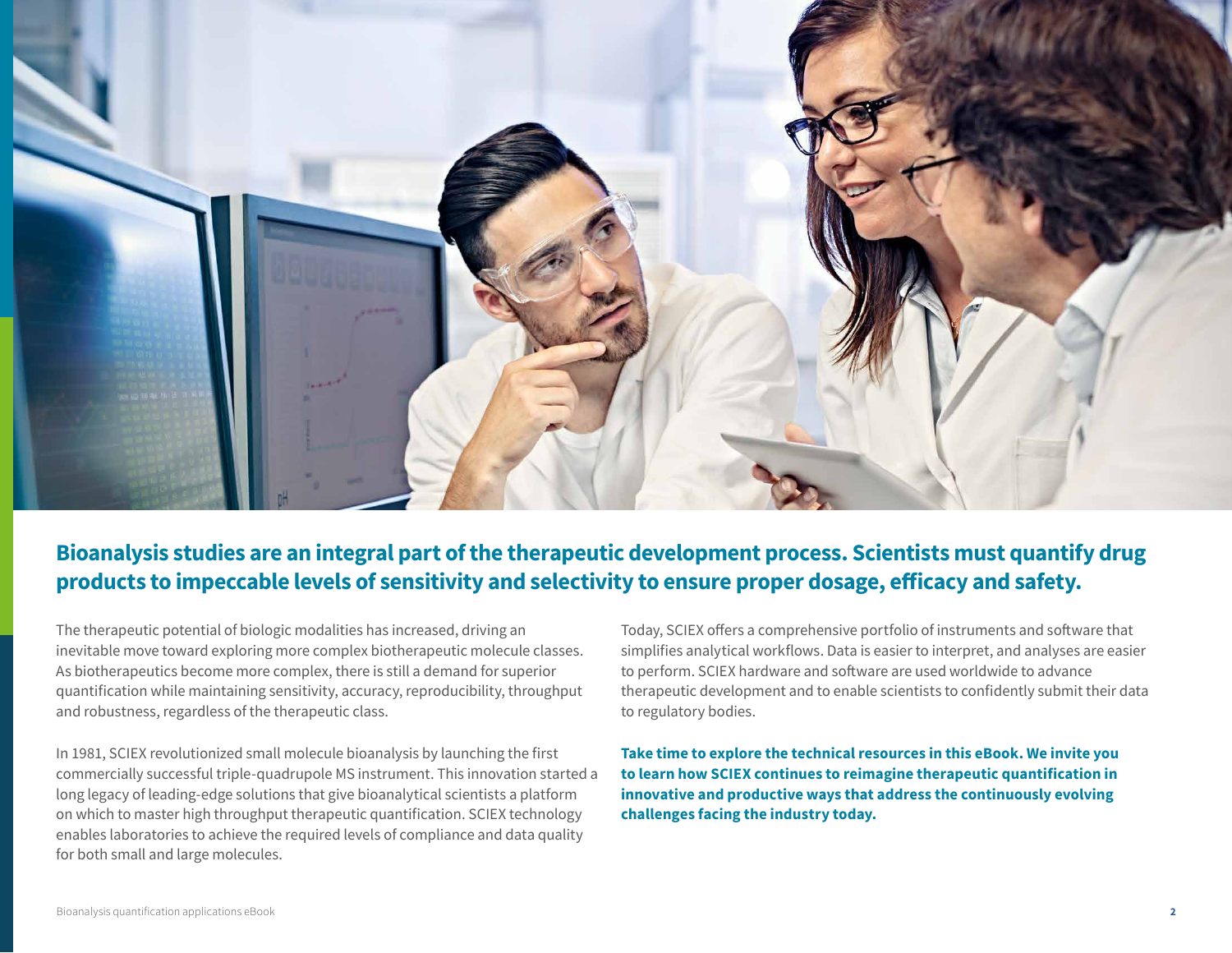**Bioanalysis studies are an integral part of the therapeutic development process. Scientists must quantify drug products to impeccable levels of sensitivity and selectivity to ensure proper dosage, efficacy and safety.**

The therapeutic potential of biologic modalities has increased, driving an inevitable move toward exploring more complex biotherapeutic molecule classes. As biotherapeutics become more complex, there is still a demand for superior quantification while maintaining sensitivity, accuracy, reproducibility, throughput and robustness, regardless of the therapeutic class.

In 1981, SCIEX revolutionized small molecule bioanalysis by launching the first commercially successful triple-quadrupole MS instrument. This innovation started a long legacy of leading-edge solutions that give bioanalytical scientists a platform on which to master high throughput therapeutic quantification. SCIEX technology enables laboratories to achieve the required levels of compliance and data quality for both small and large molecules.

Today, SCIEX offers a comprehensive portfolio of instruments and software that simplifies analytical workflows. Data is easier to interpret, and analyses are easier to perform. SCIEX hardware and software are used worldwide to advance therapeutic development and to enable scientists to confidently submit their data to regulatory bodies.

**Take time to explore the technical resources in this eBook. We invite you to learn how SCIEX continues to reimagine therapeutic quantification in innovative and productive ways that address the continuously evolving challenges facing the industry today.**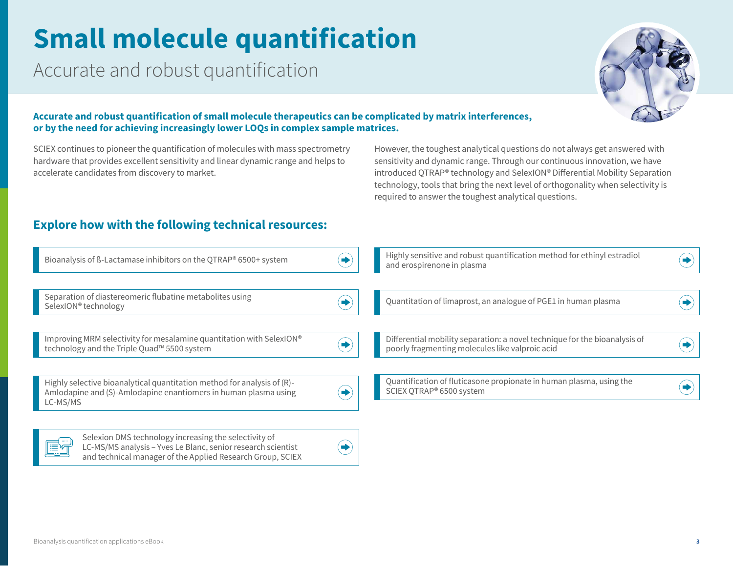# Small molecule quantification

## Accurate and robust quantification

**Accurate and robust quantification of small molecule therapeutics can be complicated by matrix interferences, or by the need for achieving increasingly lower LOQs in complex sample matrices.**

SCIEX continues to pioneer the quantification of molecules with mass spectrometry hardware that provides excellent sensitivity and linear dynamic range and helps to accelerate candidates from discovery to market.

However, the toughest analytical questions do not always get answered with sensitivity and dynamic range. Through our continuous innovation, we have introduced QTRAP® technology and SelexION® Differential Mobility Separation technology, tools that bring the next level of orthogonality when selectivity is required to answer the toughest analytical questions.

## Explore how with the following technical resources:

- Bioanalysis of ß-Lactamase inhibitors on the QTRAP® 6500+ system
- Separation of diastereomeric flubatine metabolites using SelexION® technology
- Improving MRM selectivity for mesalamine quantitation with SelexION® technology and the Triple Quad™ 5500 system
- Highly selective bioanalytical quantitation method for analysis of (R)-Amlodapine and (S)-Amlodapine enantiomers in human plasma using LC-MS/MS
- Selexion DMS technology increasing the selectivity of LC-MS/MS analysis – Yves Le Blanc, senior research scientist and technical manager of the Applied Research Group, SCIEX
- Highly sensitive and robust quantification method for ethinyl estradiol and erospirenone in plasma
- Quantitation of limaprost, an analogue of PGE1 in human plasma
- Differential mobility separation: a novel technique for the bioanalysis of poorly fragmenting molecules like valproic acid
- Quantification of fluticasone propionate in human plasma, using the SCIEX QTRAP® 6500 system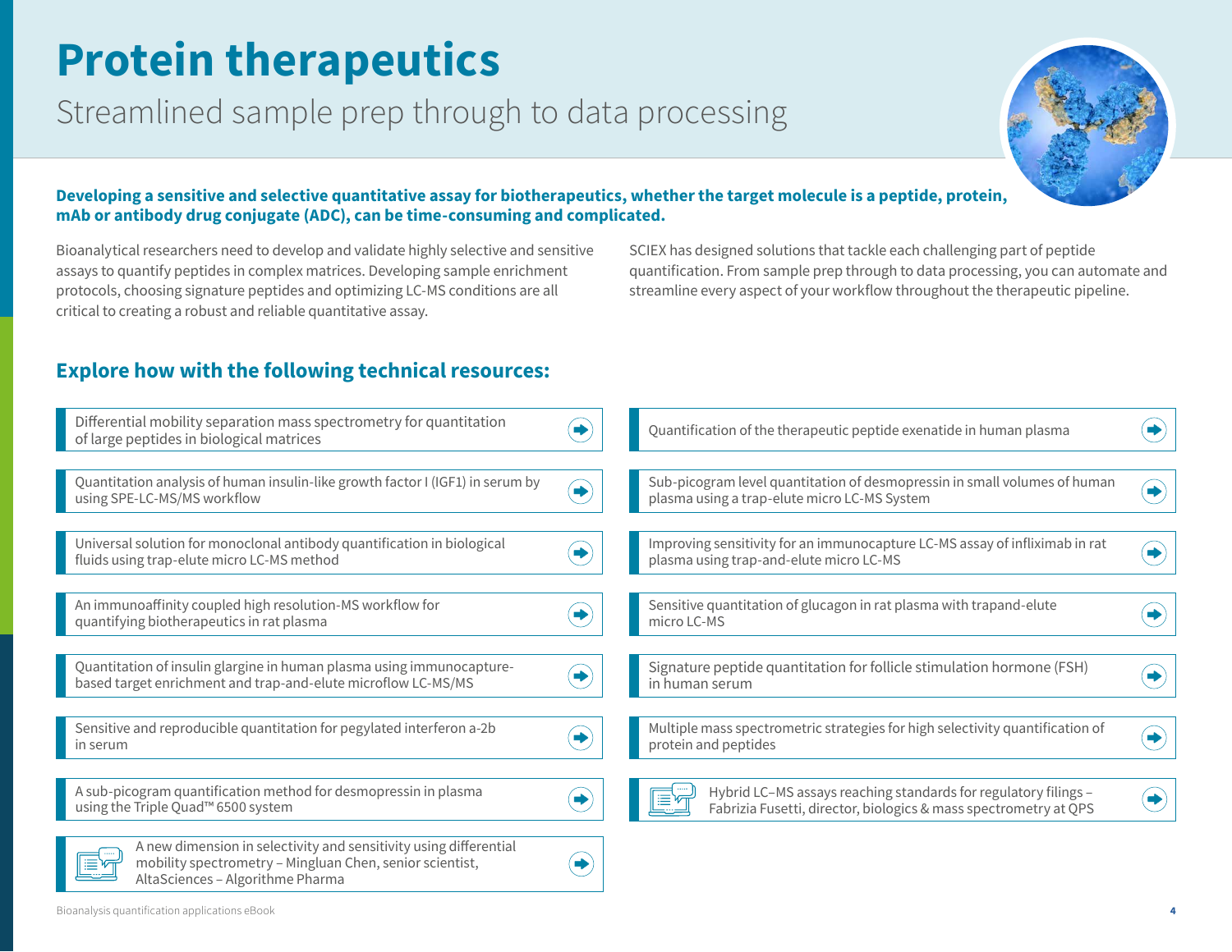# Protein therapeutics

## Streamlined sample prep through to data processing

**Developing a sensitive and selective quantitative assay for biotherapeutics, whether the target molecule is a peptide, protein, mAb or antibody drug conjugate (ADC), can be time-consuming and complicated.**

Bioanalytical researchers need to develop and validate highly selective and sensitive assays to quantify peptides in complex matrices. Developing sample enrichment protocols, choosing signature peptides and optimizing LC-MS conditions are all critical to creating a robust and reliable quantitative assay.

SCIEX has designed solutions that tackle each challenging part of peptide quantification. From sample prep through to data processing, you can automate and streamline every aspect of your workflow throughout the therapeutic pipeline.

## Explore how with the following technical resources:

- Differential mobility separation mass spectrometry for quantitation of large peptides in biological matrices
- Quantitation analysis of human insulin-like growth factor I (IGF1) in serum by using SPE-LC-MS/MS workflow
- Universal solution for monoclonal antibody quantification in biological fluids using trap-elute micro LC-MS method
- An immunoaffinity coupled high resolution-MS workflow for quantifying biotherapeutics in rat plasma
- Quantitation of insulin glargine in human plasma using immunocapture-based target enrichment and trap-and-elute microflow LC-MS/MS
- Sensitive and reproducible quantitation for pegylated interferon a-2b in serum
- A sub-picogram quantification method for desmopressin in plasma using the Triple Quad™ 6500 system
- A new dimension in selectivity and sensitivity using differential mobility spectrometry – Mingluan Chen, senior scientist, AltaSciences – Algorithme Pharma
- Quantification of the therapeutic peptide exenatide in human plasma
- Sub-picogram level quantitation of desmopressin in small volumes of human plasma using a trap-elute micro LC-MS System
- Improving sensitivity for an immunocapture LC-MS assay of infliximab in rat plasma using trap-and-elute micro LC-MS
- Sensitive quantitation of glucagon in rat plasma with trapand-elute micro LC-MS
- Signature peptide quantitation for follicle stimulation hormone (FSH) in human serum
- Multiple mass spectrometric strategies for high selectivity quantification of protein and peptides
- Hybrid LC–MS assays reaching standards for regulatory filings – Fabrizia Fusetti, director, biologics & mass spectrometry at QPS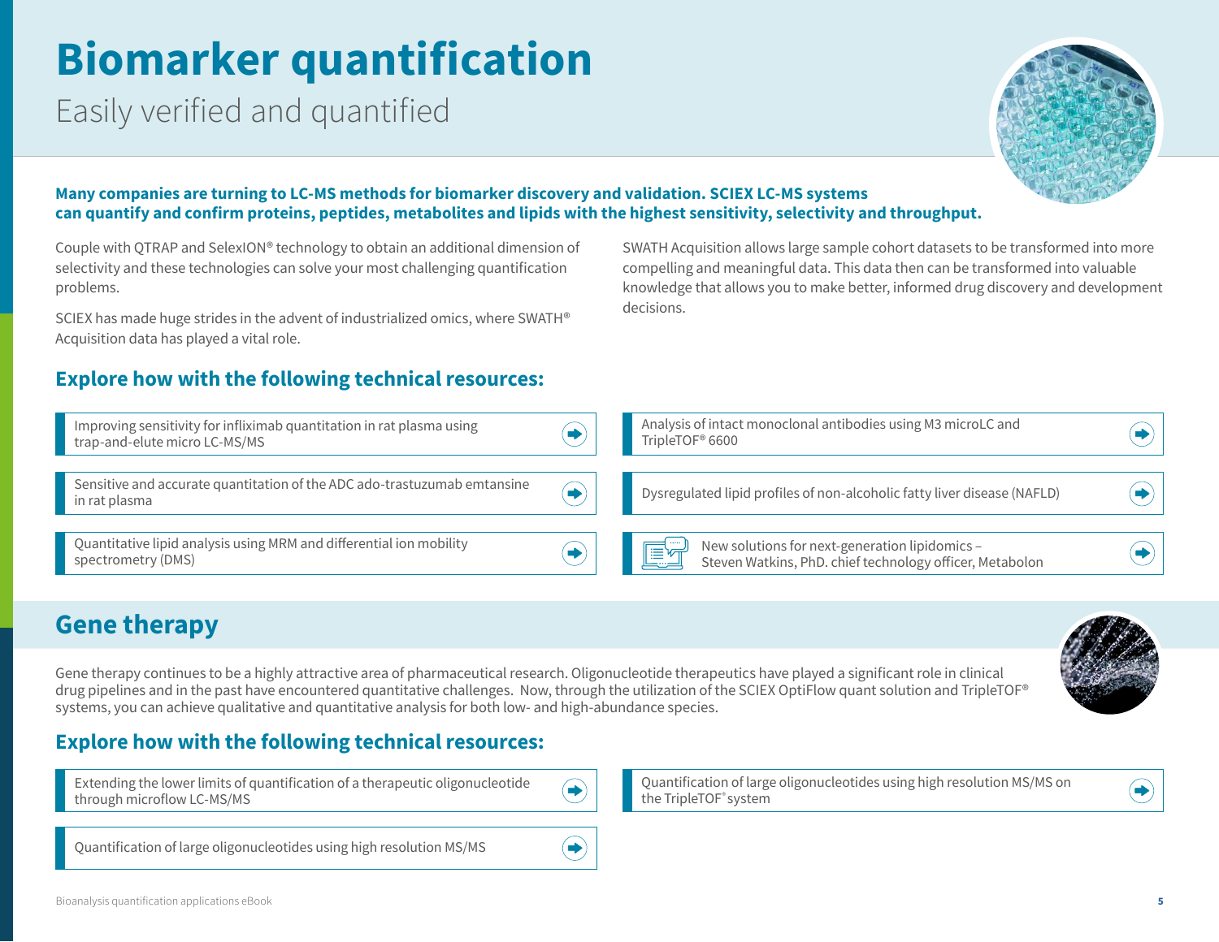# Biomarker quantification

Easily verified and quantified

**Many companies are turning to LC-MS methods for biomarker discovery and validation. SCIEX LC-MS systems can quantify and confirm proteins, peptides, metabolites and lipids with the highest sensitivity, selectivity and throughput.**

Couple with QTRAP and SelexION® technology to obtain an additional dimension of selectivity and these technologies can solve your most challenging quantification problems.

SCIEX has made huge strides in the advent of industrialized omics, where SWATH® Acquisition data has played a vital role.

SWATH Acquisition allows large sample cohort datasets to be transformed into more compelling and meaningful data. This data then can be transformed into valuable knowledge that allows you to make better, informed drug discovery and development decisions.

## Explore how with the following technical resources:

- Improving sensitivity for infliximab quantitation in rat plasma using trap-and-elute micro LC-MS/MS
- Sensitive and accurate quantitation of the ADC ado-trastuzumab emtansine in rat plasma
- Quantitative lipid analysis using MRM and differential ion mobility spectrometry (DMS)
- Analysis of intact monoclonal antibodies using M3 microLC and TripleTOF® 6600
- Dysregulated lipid profiles of non-alcoholic fatty liver disease (NAFLD)
- New solutions for next-generation lipidomics – Steven Watkins, PhD. chief technology officer, Metabolon

# Gene therapy

Gene therapy continues to be a highly attractive area of pharmaceutical research. Oligonucleotide therapeutics have played a significant role in clinical drug pipelines and in the past have encountered quantitative challenges. Now, through the utilization of the SCIEX OptiFlow quant solution and TripleTOF® systems, you can achieve qualitative and quantitative analysis for both low- and high-abundance species.

## Explore how with the following technical resources:

- Extending the lower limits of quantification of a therapeutic oligonucleotide through microflow LC-MS/MS
- Quantification of large oligonucleotides using high resolution MS/MS
- Quantification of large oligonucleotides using high resolution MS/MS on the TripleTOF® system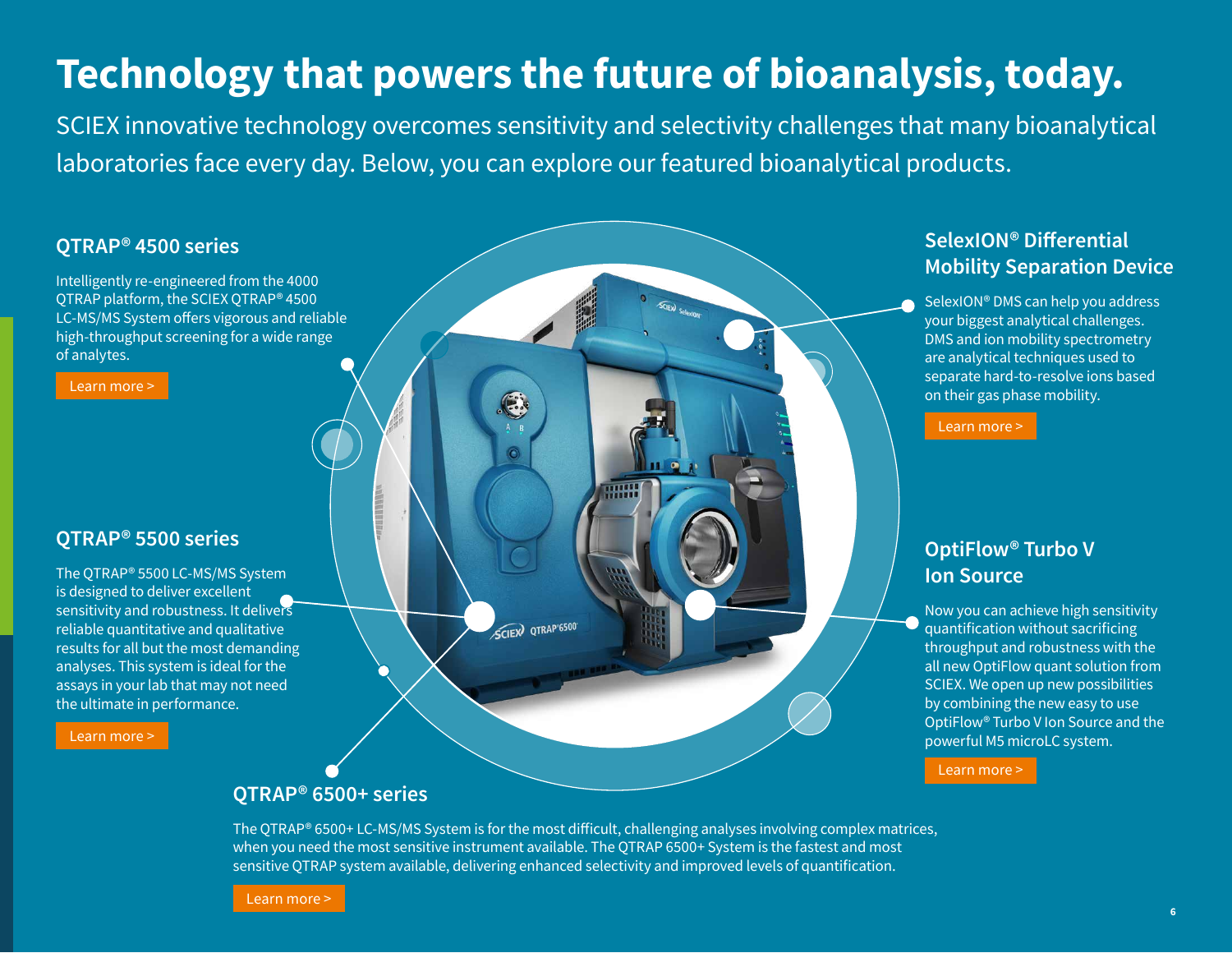# Technology that powers the future of bioanalysis, today.

SCIEX innovative technology overcomes sensitivity and selectivity challenges that many bioanalytical laboratories face every day. Below, you can explore our featured bioanalytical products.

## QTRAP® 4500 series

Intelligently re-engineered from the 4000 QTRAP platform, the SCIEX QTRAP® 4500 LC-MS/MS System offers vigorous and reliable high-throughput screening for a wide range of analytes.

Learn more >

## QTRAP® 5500 series

The QTRAP® 5500 LC-MS/MS System is designed to deliver excellent sensitivity and robustness. It delivers reliable quantitative and qualitative results for all but the most demanding analyses. This system is ideal for the assays in your lab that may not need the ultimate in performance.

Learn more >

## QTRAP® 6500+ series

The QTRAP® 6500+ LC-MS/MS System is for the most difficult, challenging analyses involving complex matrices, when you need the most sensitive instrument available. The QTRAP 6500+ System is the fastest and most sensitive QTRAP system available, delivering enhanced selectivity and improved levels of quantification.

Learn more >

## SelexION® Differential Mobility Separation Device

SelexION® DMS can help you address your biggest analytical challenges. DMS and ion mobility spectrometry are analytical techniques used to separate hard-to-resolve ions based on their gas phase mobility.

Learn more >

## OptiFlow® Turbo V Ion Source

Now you can achieve high sensitivity quantification without sacrificing throughput and robustness with the all new OptiFlow quant solution from SCIEX. We open up new possibilities by combining the new easy to use OptiFlow® Turbo V Ion Source and the powerful M5 microLC system.

Learn more >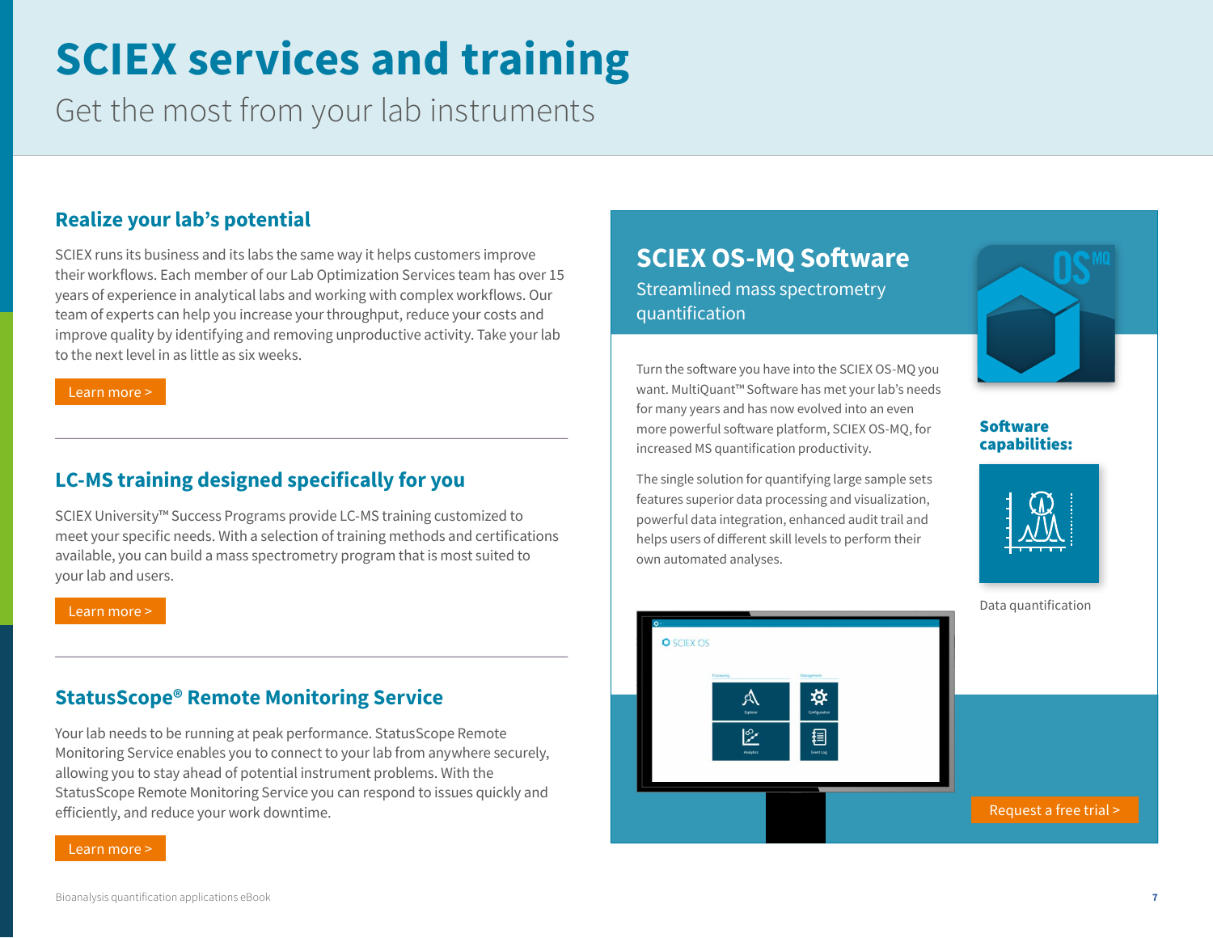# SCIEX services and training

Get the most from your lab instruments

## Realize your lab's potential

SCIEX runs its business and its labs the same way it helps customers improve their workflows. Each member of our Lab Optimization Services team has over 15 years of experience in analytical labs and working with complex workflows. Our team of experts can help you increase your throughput, reduce your costs and improve quality by identifying and removing unproductive activity. Take your lab to the next level in as little as six weeks.

Learn more >

## LC-MS training designed specifically for you

SCIEX University™ Success Programs provide LC-MS training customized to meet your specific needs. With a selection of training methods and certifications available, you can build a mass spectrometry program that is most suited to your lab and users.

Learn more >

## StatusScope® Remote Monitoring Service

Your lab needs to be running at peak performance. StatusScope Remote Monitoring Service enables you to connect to your lab from anywhere securely, allowing you to stay ahead of potential instrument problems. With the StatusScope Remote Monitoring Service you can respond to issues quickly and efficiently, and reduce your work downtime.

Learn more >

## SCIEX OS-MQ Software

Streamlined mass spectrometry quantification

Turn the software you have into the SCIEX OS-MQ you want. MultiQuant™ Software has met your lab's needs for many years and has now evolved into an even more powerful software platform, SCIEX OS-MQ, for increased MS quantification productivity.

The single solution for quantifying large sample sets features superior data processing and visualization, powerful data integration, enhanced audit trail and helps users of different skill levels to perform their own automated analyses.

**Software capabilities:**

Data quantification

Request a free trial >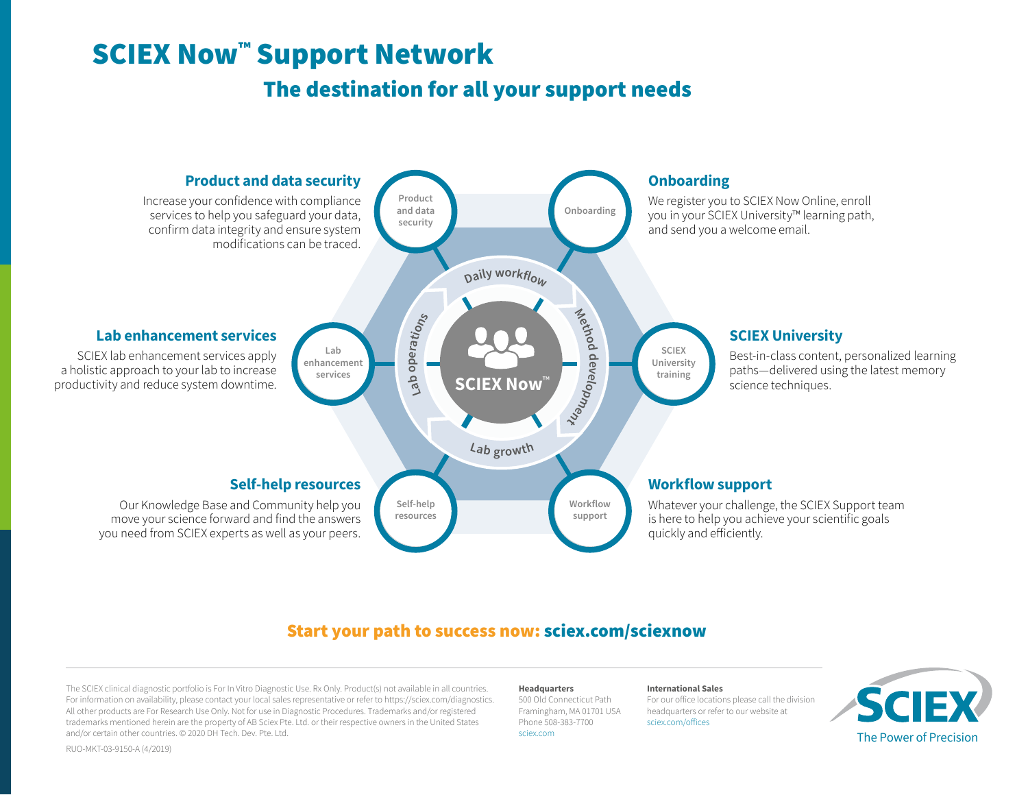# SCIEX Now™ Support Network

## The destination for all your support needs

### Product and data security

Increase your confidence with compliance services to help you safeguard your data, confirm data integrity and ensure system modifications can be traced.

### Onboarding

We register you to SCIEX Now Online, enroll you in your SCIEX University™ learning path, and send you a welcome email.

### Lab enhancement services

SCIEX lab enhancement services apply a holistic approach to your lab to increase productivity and reduce system downtime.

### SCIEX University

Best-in-class content, personalized learning paths—delivered using the latest memory science techniques.

### Self-help resources

Our Knowledge Base and Community help you move your science forward and find the answers you need from SCIEX experts as well as your peers.

### Workflow support

Whatever your challenge, the SCIEX Support team is here to help you achieve your scientific goals quickly and efficiently.

Product and data security
Onboarding
Lab enhancement services
SCIEX University training
Self-help resources
Workflow support
Daily workflow
Method development
Lab growth
Lab operations
SCIEX Now™

**Start your path to success now: sciex.com/sciexnow**

The SCIEX clinical diagnostic portfolio is For In Vitro Diagnostic Use. Rx Only. Product(s) not available in all countries. For information on availability, please contact your local sales representative or refer to https://sciex.com/diagnostics. All other products are For Research Use Only. Not for use in Diagnostic Procedures. Trademarks and/or registered trademarks mentioned herein are the property of AB Sciex Pte. Ltd. or their respective owners in the United States and/or certain other countries. © 2020 DH Tech. Dev. Pte. Ltd.

RUO-MKT-03-9150-A (4/2019)

**Headquarters**
500 Old Connecticut Path
Framingham, MA 01701 USA
Phone 508-383-7700
sciex.com

**International Sales**
For our office locations please call the division headquarters or refer to our website at sciex.com/offices

SCIEX
The Power of Precision